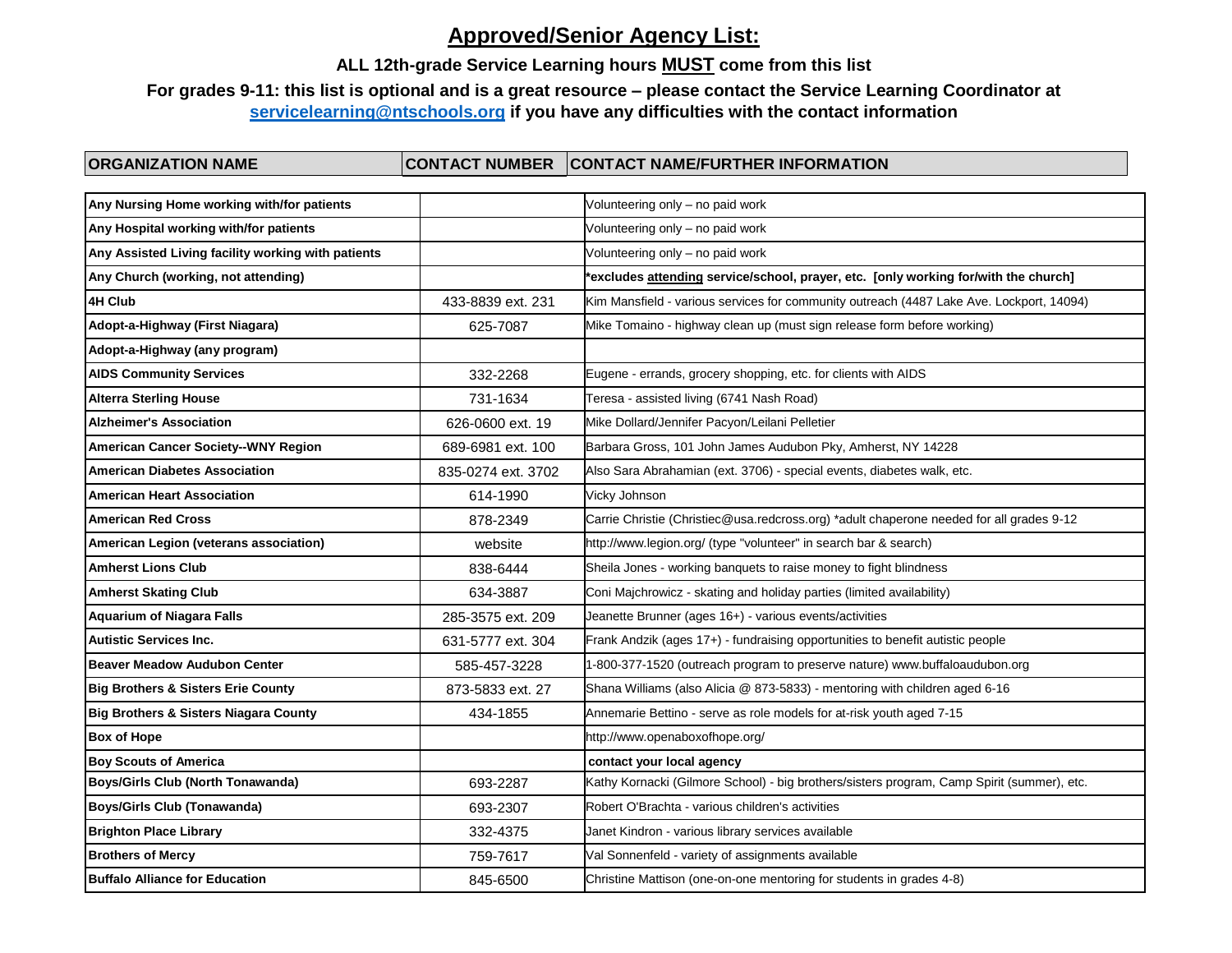# Approved/Senior Agency List:

**ALL 12th-grade Service Learning hours MUST come from this list**

**For grades 9-11: this list is optional and is a great resource – please contact the Service Learning Coordinator at servicelearning@ntschools.org if you have any difficulties with the contact information**

| ORGANIZATION NAME | CONTACT NUMBER | CONTACT NAME/FURTHER INFORMATION |
|---|---|---|
| **Any Nursing Home working with/for patients** | | Volunteering only – no paid work |
| **Any Hospital working with/for patients** | | Volunteering only – no paid work |
| **Any Assisted Living facility working with patients** | | Volunteering only – no paid work |
| **Any Church (working, not attending)** | | **\*excludes attending service/school, prayer, etc. [only working for/with the church]** |
| **4H Club** | 433-8839 ext. 231 | Kim Mansfield - various services for community outreach (4487 Lake Ave. Lockport, 14094) |
| **Adopt-a-Highway (First Niagara)** | 625-7087 | Mike Tomaino - highway clean up (must sign release form before working) |
| **Adopt-a-Highway (any program)** | | |
| **AIDS Community Services** | 332-2268 | Eugene - errands, grocery shopping, etc. for clients with AIDS |
| **Alterra Sterling House** | 731-1634 | Teresa - assisted living (6741 Nash Road) |
| **Alzheimer's Association** | 626-0600 ext. 19 | Mike Dollard/Jennifer Pacyon/Leilani Pelletier |
| **American Cancer Society--WNY Region** | 689-6981 ext. 100 | Barbara Gross, 101 John James Audubon Pky, Amherst, NY 14228 |
| **American Diabetes Association** | 835-0274 ext. 3702 | Also Sara Abrahamian (ext. 3706) - special events, diabetes walk, etc. |
| **American Heart Association** | 614-1990 | Vicky Johnson |
| **American Red Cross** | 878-2349 | Carrie Christie (Christiec@usa.redcross.org) \*adult chaperone needed for all grades 9-12 |
| **American Legion (veterans association)** | website | http://www.legion.org/ (type "volunteer" in search bar & search) |
| **Amherst Lions Club** | 838-6444 | Sheila Jones - working banquets to raise money to fight blindness |
| **Amherst Skating Club** | 634-3887 | Coni Majchrowicz - skating and holiday parties (limited availability) |
| **Aquarium of Niagara Falls** | 285-3575 ext. 209 | Jeanette Brunner (ages 16+) - various events/activities |
| **Autistic Services Inc.** | 631-5777 ext. 304 | Frank Andzik (ages 17+) - fundraising opportunities to benefit autistic people |
| **Beaver Meadow Audubon Center** | 585-457-3228 | 1-800-377-1520 (outreach program to preserve nature) www.buffaloaudubon.org |
| **Big Brothers & Sisters Erie County** | 873-5833 ext. 27 | Shana Williams (also Alicia @ 873-5833) - mentoring with children aged 6-16 |
| **Big Brothers & Sisters Niagara County** | 434-1855 | Annemarie Bettino - serve as role models for at-risk youth aged 7-15 |
| **Box of Hope** | | http://www.openaboxofhope.org/ |
| **Boy Scouts of America** | | **contact your local agency** |
| **Boys/Girls Club (North Tonawanda)** | 693-2287 | Kathy Kornacki (Gilmore School) - big brothers/sisters program, Camp Spirit (summer), etc. |
| **Boys/Girls Club (Tonawanda)** | 693-2307 | Robert O'Brachta - various children's activities |
| **Brighton Place Library** | 332-4375 | Janet Kindron - various library services available |
| **Brothers of Mercy** | 759-7617 | Val Sonnenfeld - variety of assignments available |
| **Buffalo Alliance for Education** | 845-6500 | Christine Mattison (one-on-one mentoring for students in grades 4-8) |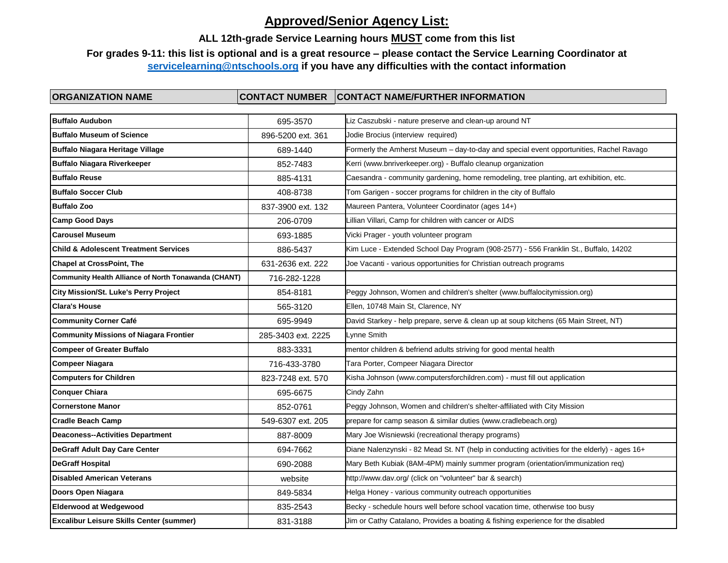# Approved/Senior Agency List:

**ALL 12th-grade Service Learning hours MUST come from this list**

**For grades 9-11: this list is optional and is a great resource – please contact the Service Learning Coordinator at servicelearning@ntschools.org if you have any difficulties with the contact information**

| ORGANIZATION NAME | CONTACT NUMBER | CONTACT NAME/FURTHER INFORMATION |
|---|---|---|
| **Buffalo Audubon** | 695-3570 | Liz Caszubski - nature preserve and clean-up around NT |
| **Buffalo Museum of Science** | 896-5200 ext. 361 | Jodie Brocius (interview required) |
| **Buffalo Niagara Heritage Village** | 689-1440 | Formerly the Amherst Museum – day-to-day and special event opportunities, Rachel Ravago |
| **Buffalo Niagara Riverkeeper** | 852-7483 | Kerri (www.bnriverkeeper.org) - Buffalo cleanup organization |
| **Buffalo Reuse** | 885-4131 | Caesandra - community gardening, home remodeling, tree planting, art exhibition, etc. |
| **Buffalo Soccer Club** | 408-8738 | Tom Garigen - soccer programs for children in the city of Buffalo |
| **Buffalo Zoo** | 837-3900 ext. 132 | Maureen Pantera, Volunteer Coordinator (ages 14+) |
| **Camp Good Days** | 206-0709 | Lillian Villari, Camp for children with cancer or AIDS |
| **Carousel Museum** | 693-1885 | Vicki Prager - youth volunteer program |
| **Child & Adolescent Treatment Services** | 886-5437 | Kim Luce - Extended School Day Program (908-2577) - 556 Franklin St., Buffalo, 14202 |
| **Chapel at CrossPoint, The** | 631-2636 ext. 222 | Joe Vacanti - various opportunities for Christian outreach programs |
| **Community Health Alliance of North Tonawanda (CHANT)** | 716-282-1228 | |
| **City Mission/St. Luke's Perry Project** | 854-8181 | Peggy Johnson, Women and children's shelter (www.buffalocitymission.org) |
| **Clara's House** | 565-3120 | Ellen, 10748 Main St, Clarence, NY |
| **Community Corner Café** | 695-9949 | David Starkey - help prepare, serve & clean up at soup kitchens (65 Main Street, NT) |
| **Community Missions of Niagara Frontier** | 285-3403 ext. 2225 | Lynne Smith |
| **Compeer of Greater Buffalo** | 883-3331 | mentor children & befriend adults striving for good mental health |
| **Compeer Niagara** | 716-433-3780 | Tara Porter, Compeer Niagara Director |
| **Computers for Children** | 823-7248 ext. 570 | Kisha Johnson (www.computersforchildren.com) - must fill out application |
| **Conquer Chiara** | 695-6675 | Cindy Zahn |
| **Cornerstone Manor** | 852-0761 | Peggy Johnson, Women and children's shelter-affiliated with City Mission |
| **Cradle Beach Camp** | 549-6307 ext. 205 | prepare for camp season & similar duties (www.cradlebeach.org) |
| **Deaconess--Activities Department** | 887-8009 | Mary Joe Wisniewski (recreational therapy programs) |
| **DeGraff Adult Day Care Center** | 694-7662 | Diane Nalenzynski - 82 Mead St. NT (help in conducting activities for the elderly) - ages 16+ |
| **DeGraff Hospital** | 690-2088 | Mary Beth Kubiak (8AM-4PM) mainly summer program (orientation/immunization req) |
| **Disabled American Veterans** | website | http://www.dav.org/ (click on "volunteer" bar & search) |
| **Doors Open Niagara** | 849-5834 | Helga Honey - various community outreach opportunities |
| **Elderwood at Wedgewood** | 835-2543 | Becky - schedule hours well before school vacation time, otherwise too busy |
| **Excalibur Leisure Skills Center (summer)** | 831-3188 | Jim or Cathy Catalano, Provides a boating & fishing experience for the disabled |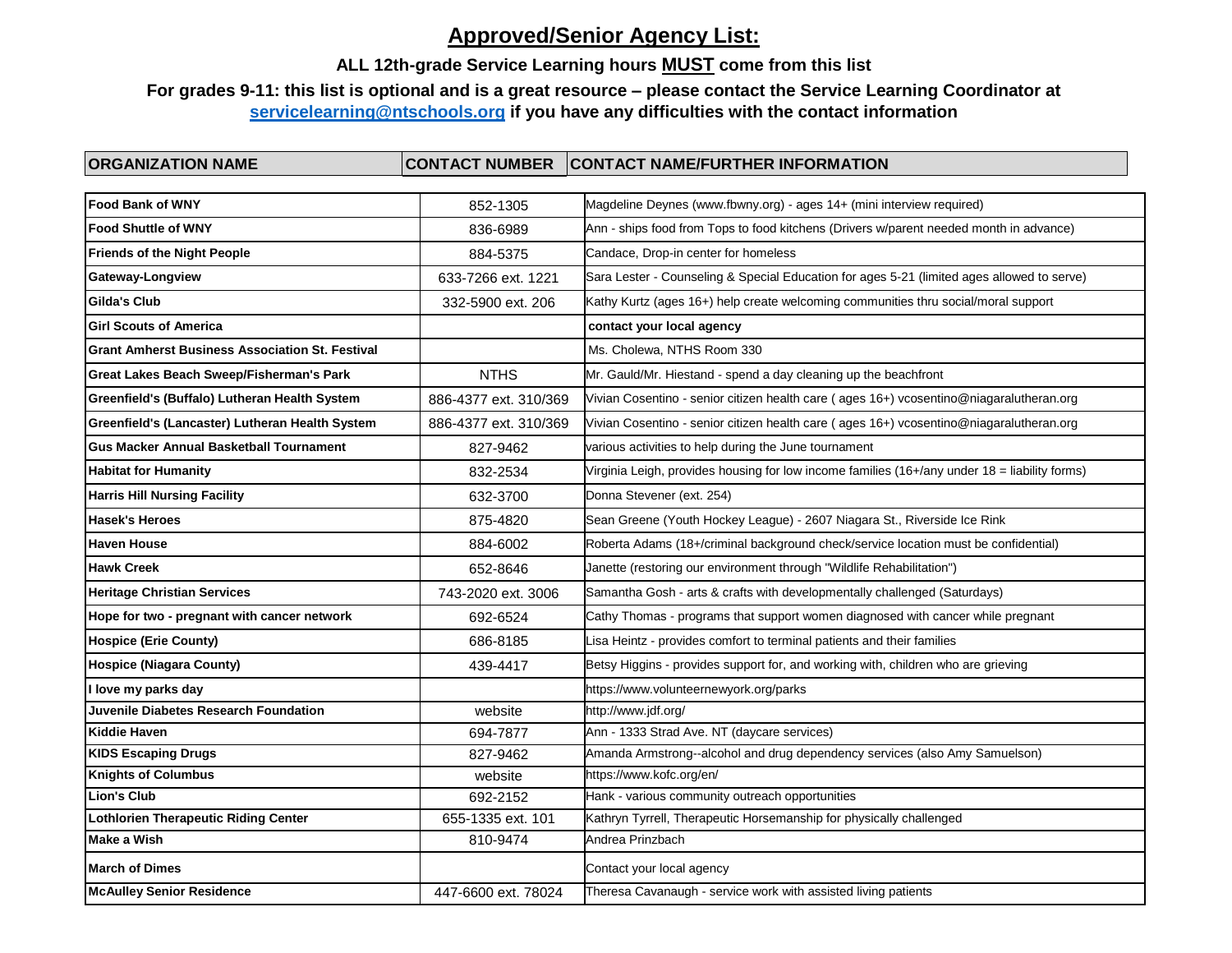# Approved/Senior Agency List:

**ALL 12th-grade Service Learning hours MUST come from this list**

**For grades 9-11: this list is optional and is a great resource – please contact the Service Learning Coordinator at servicelearning@ntschools.org if you have any difficulties with the contact information**

| ORGANIZATION NAME | CONTACT NUMBER | CONTACT NAME/FURTHER INFORMATION |
|---|---|---|
| **Food Bank of WNY** | 852-1305 | Magdeline Deynes (www.fbwny.org) - ages 14+ (mini interview required) |
| **Food Shuttle of WNY** | 836-6989 | Ann - ships food from Tops to food kitchens (Drivers w/parent needed month in advance) |
| **Friends of the Night People** | 884-5375 | Candace, Drop-in center for homeless |
| **Gateway-Longview** | 633-7266 ext. 1221 | Sara Lester - Counseling & Special Education for ages 5-21 (limited ages allowed to serve) |
| **Gilda's Club** | 332-5900 ext. 206 | Kathy Kurtz (ages 16+) help create welcoming communities thru social/moral support |
| **Girl Scouts of America** | | **contact your local agency** |
| **Grant Amherst Business Association St. Festival** | | Ms. Cholewa, NTHS Room 330 |
| **Great Lakes Beach Sweep/Fisherman's Park** | NTHS | Mr. Gauld/Mr. Hiestand - spend a day cleaning up the beachfront |
| **Greenfield's (Buffalo) Lutheran Health System** | 886-4377 ext. 310/369 | Vivian Cosentino - senior citizen health care ( ages 16+) vcosentino@niagaralutheran.org |
| **Greenfield's (Lancaster) Lutheran Health System** | 886-4377 ext. 310/369 | Vivian Cosentino - senior citizen health care ( ages 16+) vcosentino@niagaralutheran.org |
| **Gus Macker Annual Basketball Tournament** | 827-9462 | various activities to help during the June tournament |
| **Habitat for Humanity** | 832-2534 | Virginia Leigh, provides housing for low income families (16+/any under 18 = liability forms) |
| **Harris Hill Nursing Facility** | 632-3700 | Donna Stevener (ext. 254) |
| **Hasek's Heroes** | 875-4820 | Sean Greene (Youth Hockey League) - 2607 Niagara St., Riverside Ice Rink |
| **Haven House** | 884-6002 | Roberta Adams (18+/criminal background check/service location must be confidential) |
| **Hawk Creek** | 652-8646 | Janette (restoring our environment through "Wildlife Rehabilitation") |
| **Heritage Christian Services** | 743-2020 ext. 3006 | Samantha Gosh - arts & crafts with developmentally challenged (Saturdays) |
| **Hope for two - pregnant with cancer network** | 692-6524 | Cathy Thomas - programs that support women diagnosed with cancer while pregnant |
| **Hospice (Erie County)** | 686-8185 | Lisa Heintz - provides comfort to terminal patients and their families |
| **Hospice (Niagara County)** | 439-4417 | Betsy Higgins - provides support for, and working with, children who are grieving |
| **I love my parks day** | | https://www.volunteernewyork.org/parks |
| **Juvenile Diabetes Research Foundation** | website | http://www.jdf.org/ |
| **Kiddie Haven** | 694-7877 | Ann - 1333 Strad Ave. NT (daycare services) |
| **KIDS Escaping Drugs** | 827-9462 | Amanda Armstrong--alcohol and drug dependency services (also Amy Samuelson) |
| **Knights of Columbus** | website | https://www.kofc.org/en/ |
| **Lion's Club** | 692-2152 | Hank - various community outreach opportunities |
| **Lothlorien Therapeutic Riding Center** | 655-1335 ext. 101 | Kathryn Tyrrell, Therapeutic Horsemanship for physically challenged |
| **Make a Wish** | 810-9474 | Andrea Prinzbach |
| **March of Dimes** | | Contact your local agency |
| **McAulley Senior Residence** | 447-6600 ext. 78024 | Theresa Cavanaugh - service work with assisted living patients |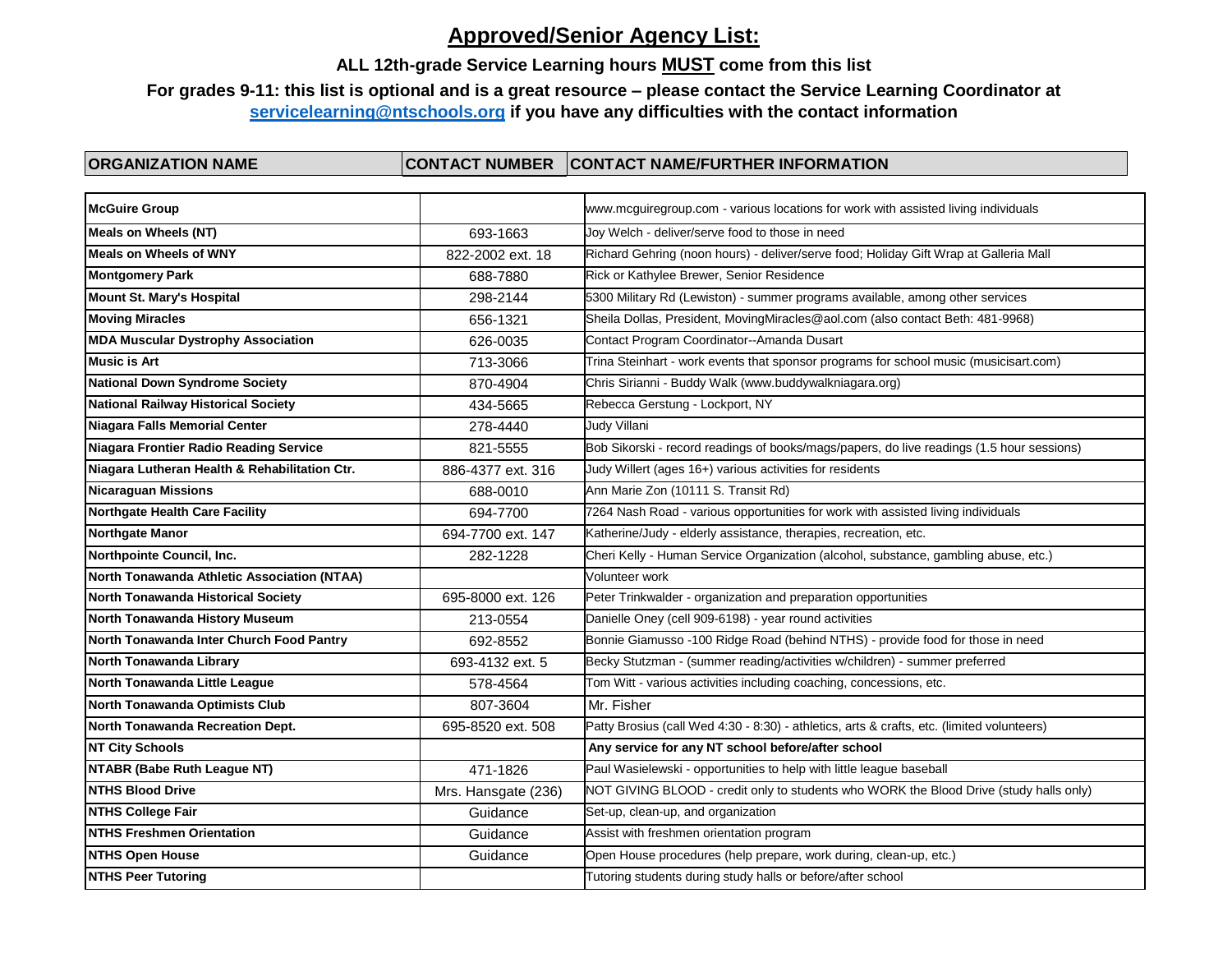# Approved/Senior Agency List:

**ALL 12th-grade Service Learning hours MUST come from this list**

**For grades 9-11: this list is optional and is a great resource – please contact the Service Learning Coordinator at [servicelearning@ntschools.org](mailto:servicelearning@ntschools.org) if you have any difficulties with the contact information**

| ORGANIZATION NAME | CONTACT NUMBER | CONTACT NAME/FURTHER INFORMATION |
|---|---|---|
| **McGuire Group** | | www.mcguiregroup.com - various locations for work with assisted living individuals |
| **Meals on Wheels (NT)** | 693-1663 | Joy Welch - deliver/serve food to those in need |
| **Meals on Wheels of WNY** | 822-2002 ext. 18 | Richard Gehring (noon hours) - deliver/serve food; Holiday Gift Wrap at Galleria Mall |
| **Montgomery Park** | 688-7880 | Rick or Kathylee Brewer, Senior Residence |
| **Mount St. Mary's Hospital** | 298-2144 | 5300 Military Rd (Lewiston) - summer programs available, among other services |
| **Moving Miracles** | 656-1321 | Sheila Dollas, President, MovingMiracles@aol.com (also contact Beth: 481-9968) |
| **MDA Muscular Dystrophy Association** | 626-0035 | Contact Program Coordinator--Amanda Dusart |
| **Music is Art** | 713-3066 | Trina Steinhart - work events that sponsor programs for school music (musicisart.com) |
| **National Down Syndrome Society** | 870-4904 | Chris Sirianni - Buddy Walk (www.buddywalkniagara.org) |
| **National Railway Historical Society** | 434-5665 | Rebecca Gerstung - Lockport, NY |
| **Niagara Falls Memorial Center** | 278-4440 | Judy Villani |
| **Niagara Frontier Radio Reading Service** | 821-5555 | Bob Sikorski - record readings of books/mags/papers, do live readings (1.5 hour sessions) |
| **Niagara Lutheran Health & Rehabilitation Ctr.** | 886-4377 ext. 316 | Judy Willert (ages 16+) various activities for residents |
| **Nicaraguan Missions** | 688-0010 | Ann Marie Zon (10111 S. Transit Rd) |
| **Northgate Health Care Facility** | 694-7700 | 7264 Nash Road - various opportunities for work with assisted living individuals |
| **Northgate Manor** | 694-7700 ext. 147 | Katherine/Judy - elderly assistance, therapies, recreation, etc. |
| **Northpointe Council, Inc.** | 282-1228 | Cheri Kelly - Human Service Organization (alcohol, substance, gambling abuse, etc.) |
| **North Tonawanda Athletic Association (NTAA)** | | Volunteer work |
| **North Tonawanda Historical Society** | 695-8000 ext. 126 | Peter Trinkwalder - organization and preparation opportunities |
| **North Tonawanda History Museum** | 213-0554 | Danielle Oney (cell 909-6198) - year round activities |
| **North Tonawanda Inter Church Food Pantry** | 692-8552 | Bonnie Giamusso -100 Ridge Road (behind NTHS) - provide food for those in need |
| **North Tonawanda Library** | 693-4132 ext. 5 | Becky Stutzman - (summer reading/activities w/children) - summer preferred |
| **North Tonawanda Little League** | 578-4564 | Tom Witt - various activities including coaching, concessions, etc. |
| **North Tonawanda Optimists Club** | 807-3604 | Mr. Fisher |
| **North Tonawanda Recreation Dept.** | 695-8520 ext. 508 | Patty Brosius (call Wed 4:30 - 8:30) - athletics, arts & crafts, etc. (limited volunteers) |
| **NT City Schools** | | **Any service for any NT school before/after school** |
| **NTABR (Babe Ruth League NT)** | 471-1826 | Paul Wasielewski - opportunities to help with little league baseball |
| **NTHS Blood Drive** | Mrs. Hansgate (236) | NOT GIVING BLOOD - credit only to students who WORK the Blood Drive (study halls only) |
| **NTHS College Fair** | Guidance | Set-up, clean-up, and organization |
| **NTHS Freshmen Orientation** | Guidance | Assist with freshmen orientation program |
| **NTHS Open House** | Guidance | Open House procedures (help prepare, work during, clean-up, etc.) |
| **NTHS Peer Tutoring** | | Tutoring students during study halls or before/after school |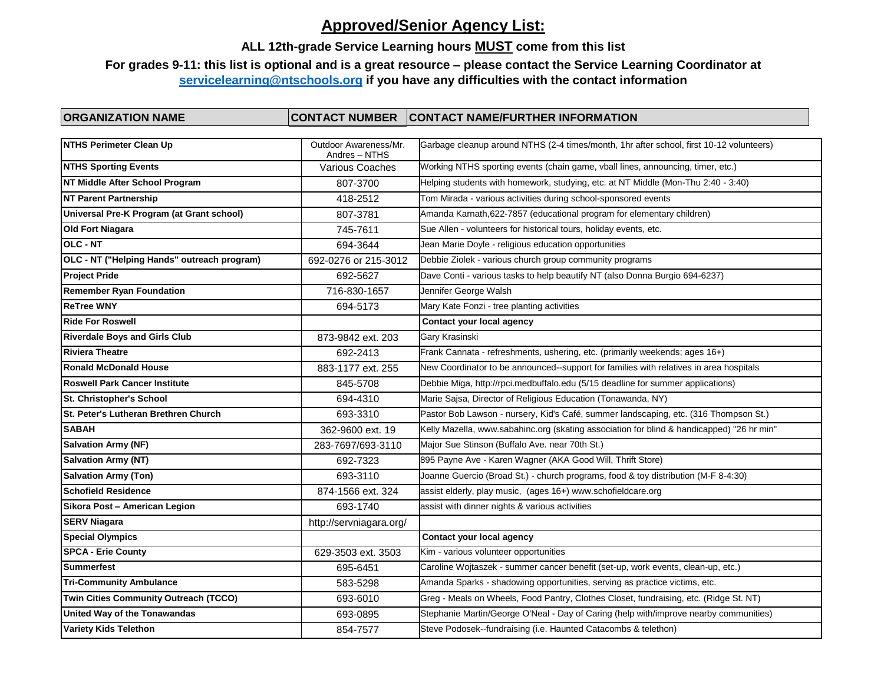# Approved/Senior Agency List:

**ALL 12th-grade Service Learning hours MUST come from this list**

**For grades 9-11: this list is optional and is a great resource – please contact the Service Learning Coordinator at servicelearning@ntschools.org if you have any difficulties with the contact information**

| ORGANIZATION NAME | CONTACT NUMBER | CONTACT NAME/FURTHER INFORMATION |
|---|---|---|
| **NTHS Perimeter Clean Up** | Outdoor Awareness/Mr. Andres – NTHS | Garbage cleanup around NTHS (2-4 times/month, 1hr after school, first 10-12 volunteers) |
| **NTHS Sporting Events** | Various Coaches | Working NTHS sporting events (chain game, vball lines, announcing, timer, etc.) |
| **NT Middle After School Program** | 807-3700 | Helping students with homework, studying, etc. at NT Middle (Mon-Thu 2:40 - 3:40) |
| **NT Parent Partnership** | 418-2512 | Tom Mirada - various activities during school-sponsored events |
| **Universal Pre-K Program (at Grant school)** | 807-3781 | Amanda Karnath,622-7857 (educational program for elementary children) |
| **Old Fort Niagara** | 745-7611 | Sue Allen - volunteers for historical tours, holiday events, etc. |
| **OLC - NT** | 694-3644 | Jean Marie Doyle - religious education opportunities |
| **OLC - NT ("Helping Hands" outreach program)** | 692-0276 or 215-3012 | Debbie Ziolek - various church group community programs |
| **Project Pride** | 692-5627 | Dave Conti - various tasks to help beautify NT (also Donna Burgio 694-6237) |
| **Remember Ryan Foundation** | 716-830-1657 | Jennifer George Walsh |
| **ReTree WNY** | 694-5173 | Mary Kate Fonzi - tree planting activities |
| **Ride For Roswell** | | **Contact your local agency** |
| **Riverdale Boys and Girls Club** | 873-9842 ext. 203 | Gary Krasinski |
| **Riviera Theatre** | 692-2413 | Frank Cannata - refreshments, ushering, etc. (primarily weekends; ages 16+) |
| **Ronald McDonald House** | 883-1177 ext. 255 | New Coordinator to be announced--support for families with relatives in area hospitals |
| **Roswell Park Cancer Institute** | 845-5708 | Debbie Miga, http://rpci.medbuffalo.edu (5/15 deadline for summer applications) |
| **St. Christopher's School** | 694-4310 | Marie Sajsa, Director of Religious Education (Tonawanda, NY) |
| **St. Peter's Lutheran Brethren Church** | 693-3310 | Pastor Bob Lawson - nursery, Kid's Café, summer landscaping, etc. (316 Thompson St.) |
| **SABAH** | 362-9600 ext. 19 | Kelly Mazella, www.sabahinc.org (skating association for blind & handicapped) "26 hr min" |
| **Salvation Army (NF)** | 283-7697/693-3110 | Major Sue Stinson (Buffalo Ave. near 70th St.) |
| **Salvation Army (NT)** | 692-7323 | 895 Payne Ave - Karen Wagner (AKA Good Will, Thrift Store) |
| **Salvation Army (Ton)** | 693-3110 | Joanne Guercio (Broad St.) - church programs, food & toy distribution (M-F 8-4:30) |
| **Schofield Residence** | 874-1566 ext. 324 | assist elderly, play music, (ages 16+) www.schofieldcare.org |
| **Sikora Post – American Legion** | 693-1740 | assist with dinner nights & various activities |
| **SERV Niagara** | http://servniagara.org/ | |
| **Special Olympics** | | **Contact your local agency** |
| **SPCA - Erie County** | 629-3503 ext. 3503 | Kim - various volunteer opportunities |
| **Summerfest** | 695-6451 | Caroline Wojtaszek - summer cancer benefit (set-up, work events, clean-up, etc.) |
| **Tri-Community Ambulance** | 583-5298 | Amanda Sparks - shadowing opportunities, serving as practice victims, etc. |
| **Twin Cities Community Outreach (TCCO)** | 693-6010 | Greg - Meals on Wheels, Food Pantry, Clothes Closet, fundraising, etc. (Ridge St. NT) |
| **United Way of the Tonawandas** | 693-0895 | Stephanie Martin/George O'Neal - Day of Caring (help with/improve nearby communities) |
| **Variety Kids Telethon** | 854-7577 | Steve Podosek--fundraising (i.e. Haunted Catacombs & telethon) |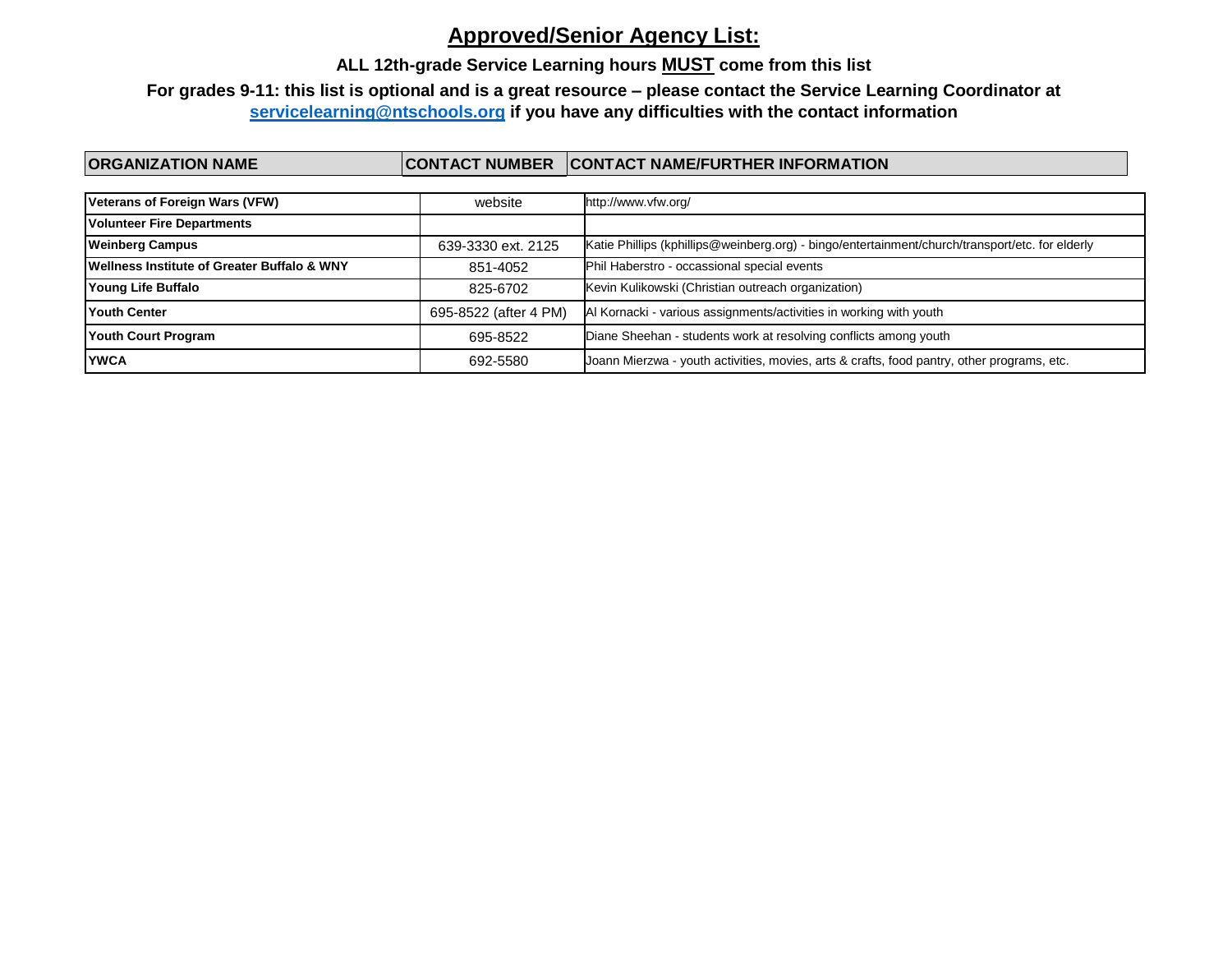# Approved/Senior Agency List:

**ALL 12th-grade Service Learning hours MUST come from this list**

**For grades 9-11: this list is optional and is a great resource – please contact the Service Learning Coordinator at [servicelearning@ntschools.org](mailto:servicelearning@ntschools.org) if you have any difficulties with the contact information**

| ORGANIZATION NAME | CONTACT NUMBER | CONTACT NAME/FURTHER INFORMATION |
|---|---|---|
| **Veterans of Foreign Wars (VFW)** | website | http://www.vfw.org/ |
| **Volunteer Fire Departments** | | |
| **Weinberg Campus** | 639-3330 ext. 2125 | Katie Phillips (kphillips@weinberg.org) - bingo/entertainment/church/transport/etc. for elderly |
| **Wellness Institute of Greater Buffalo & WNY** | 851-4052 | Phil Haberstro - occassional special events |
| **Young Life Buffalo** | 825-6702 | Kevin Kulikowski (Christian outreach organization) |
| **Youth Center** | 695-8522 (after 4 PM) | Al Kornacki - various assignments/activities in working with youth |
| **Youth Court Program** | 695-8522 | Diane Sheehan - students work at resolving conflicts among youth |
| **YWCA** | 692-5580 | Joann Mierzwa - youth activities, movies, arts & crafts, food pantry, other programs, etc. |